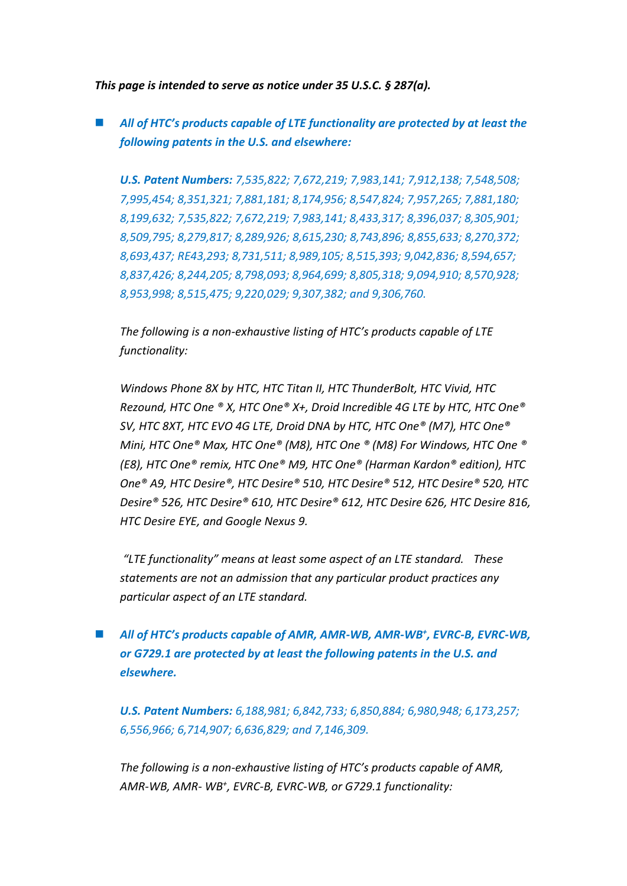***This page is intended to serve as notice under 35 U.S.C. § 287(a).***

- ***All of HTC's products capable of LTE functionality are protected by at least the following patents in the U.S. and elsewhere:***

  ***U.S. Patent Numbers:*** *7,535,822; 7,672,219; 7,983,141; 7,912,138; 7,548,508; 7,995,454; 8,351,321; 7,881,181; 8,174,956; 8,547,824; 7,957,265; 7,881,180; 8,199,632; 7,535,822; 7,672,219; 7,983,141; 8,433,317; 8,396,037; 8,305,901; 8,509,795; 8,279,817; 8,289,926; 8,615,230; 8,743,896; 8,855,633; 8,270,372; 8,693,437; RE43,293; 8,731,511; 8,989,105; 8,515,393; 9,042,836; 8,594,657; 8,837,426; 8,244,205; 8,798,093; 8,964,699; 8,805,318; 9,094,910; 8,570,928; 8,953,998; 8,515,475; 9,220,029; 9,307,382; and 9,306,760.*

  *The following is a non-exhaustive listing of HTC's products capable of LTE functionality:*

  *Windows Phone 8X by HTC, HTC Titan II, HTC ThunderBolt, HTC Vivid, HTC Rezound, HTC One ® X, HTC One® X+, Droid Incredible 4G LTE by HTC, HTC One® SV, HTC 8XT, HTC EVO 4G LTE, Droid DNA by HTC, HTC One® (M7), HTC One® Mini, HTC One® Max, HTC One® (M8), HTC One ® (M8) For Windows, HTC One ® (E8), HTC One® remix, HTC One® M9, HTC One® (Harman Kardon® edition), HTC One® A9, HTC Desire®, HTC Desire® 510, HTC Desire® 512, HTC Desire® 520, HTC Desire® 526, HTC Desire® 610, HTC Desire® 612, HTC Desire 626, HTC Desire 816, HTC Desire EYE, and Google Nexus 9.*

  *"LTE functionality" means at least some aspect of an LTE standard. These statements are not an admission that any particular product practices any particular aspect of an LTE standard.*

- ***All of HTC's products capable of AMR, AMR-WB, AMR-WB⁺, EVRC-B, EVRC-WB, or G729.1 are protected by at least the following patents in the U.S. and elsewhere.***

  ***U.S. Patent Numbers:*** *6,188,981; 6,842,733; 6,850,884; 6,980,948; 6,173,257; 6,556,966; 6,714,907; 6,636,829; and 7,146,309.*

  *The following is a non-exhaustive listing of HTC's products capable of AMR, AMR-WB, AMR- WB⁺, EVRC-B, EVRC-WB, or G729.1 functionality:*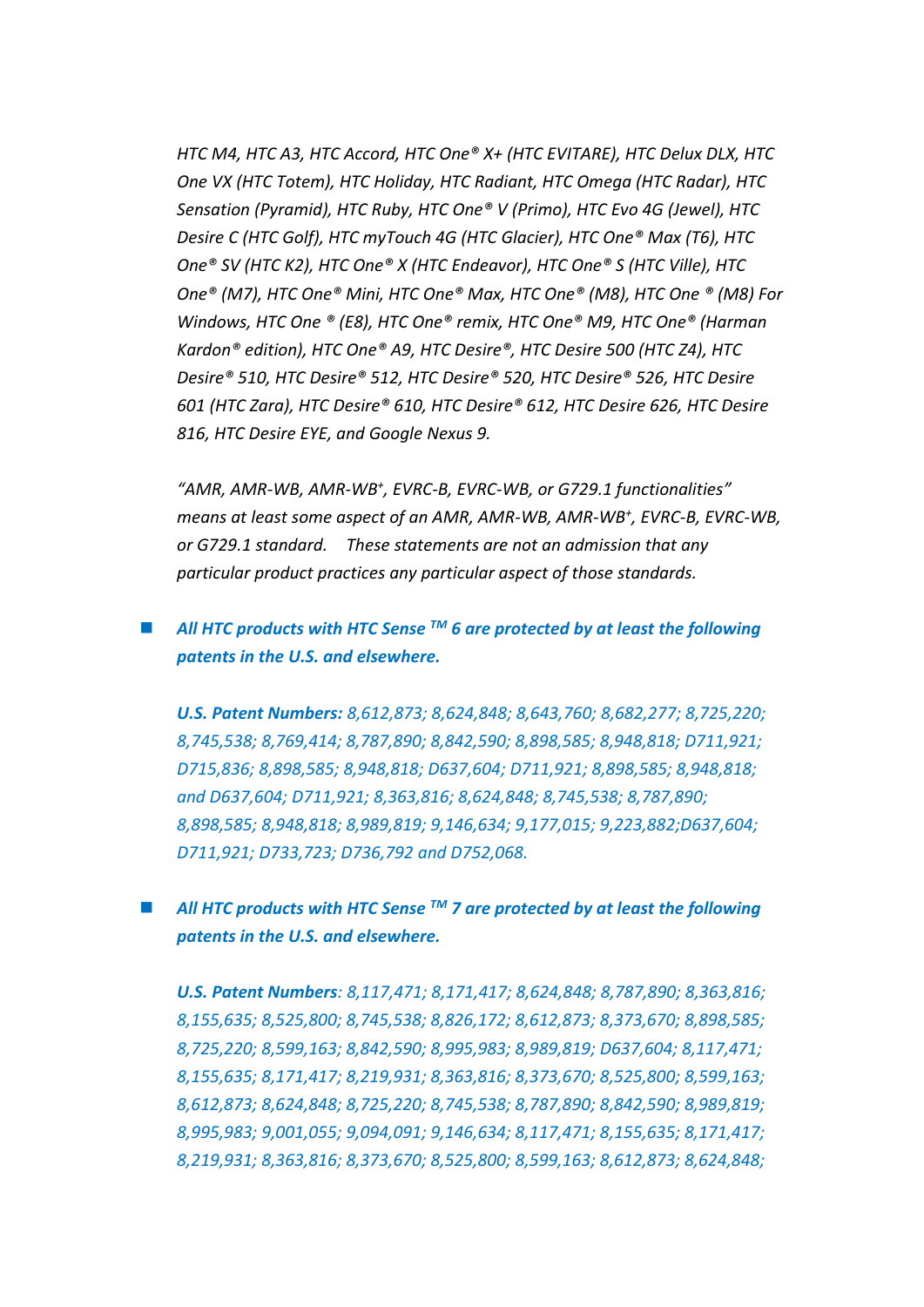*HTC M4, HTC A3, HTC Accord, HTC One® X+ (HTC EVITARE), HTC Delux DLX, HTC One VX (HTC Totem), HTC Holiday, HTC Radiant, HTC Omega (HTC Radar), HTC Sensation (Pyramid), HTC Ruby, HTC One® V (Primo), HTC Evo 4G (Jewel), HTC Desire C (HTC Golf), HTC myTouch 4G (HTC Glacier), HTC One® Max (T6), HTC One® SV (HTC K2), HTC One® X (HTC Endeavor), HTC One® S (HTC Ville), HTC One® (M7), HTC One® Mini, HTC One® Max, HTC One® (M8), HTC One ® (M8) For Windows, HTC One ® (E8), HTC One® remix, HTC One® M9, HTC One® (Harman Kardon® edition), HTC One® A9, HTC Desire®, HTC Desire 500 (HTC Z4), HTC Desire® 510, HTC Desire® 512, HTC Desire® 520, HTC Desire® 526, HTC Desire 601 (HTC Zara), HTC Desire® 610, HTC Desire® 612, HTC Desire 626, HTC Desire 816, HTC Desire EYE, and Google Nexus 9.*

*"AMR, AMR-WB, AMR-WB+, EVRC-B, EVRC-WB, or G729.1 functionalities" means at least some aspect of an AMR, AMR-WB, AMR-WB+, EVRC-B, EVRC-WB, or G729.1 standard. These statements are not an admission that any particular product practices any particular aspect of those standards.*

- ***All HTC products with HTC Sense TM 6 are protected by at least the following patents in the U.S. and elsewhere.***

  ***U.S. Patent Numbers:** 8,612,873; 8,624,848; 8,643,760; 8,682,277; 8,725,220; 8,745,538; 8,769,414; 8,787,890; 8,842,590; 8,898,585; 8,948,818; D711,921; D715,836; 8,898,585; 8,948,818; D637,604; D711,921; 8,898,585; 8,948,818; and D637,604; D711,921; 8,363,816; 8,624,848; 8,745,538; 8,787,890; 8,898,585; 8,948,818; 8,989,819; 9,146,634; 9,177,015; 9,223,882;D637,604; D711,921; D733,723; D736,792 and D752,068.*

- ***All HTC products with HTC Sense TM 7 are protected by at least the following patents in the U.S. and elsewhere.***

  ***U.S. Patent Numbers**: 8,117,471; 8,171,417; 8,624,848; 8,787,890; 8,363,816; 8,155,635; 8,525,800; 8,745,538; 8,826,172; 8,612,873; 8,373,670; 8,898,585; 8,725,220; 8,599,163; 8,842,590; 8,995,983; 8,989,819; D637,604; 8,117,471; 8,155,635; 8,171,417; 8,219,931; 8,363,816; 8,373,670; 8,525,800; 8,599,163; 8,612,873; 8,624,848; 8,725,220; 8,745,538; 8,787,890; 8,842,590; 8,989,819; 8,995,983; 9,001,055; 9,094,091; 9,146,634; 8,117,471; 8,155,635; 8,171,417; 8,219,931; 8,363,816; 8,373,670; 8,525,800; 8,599,163; 8,612,873; 8,624,848;*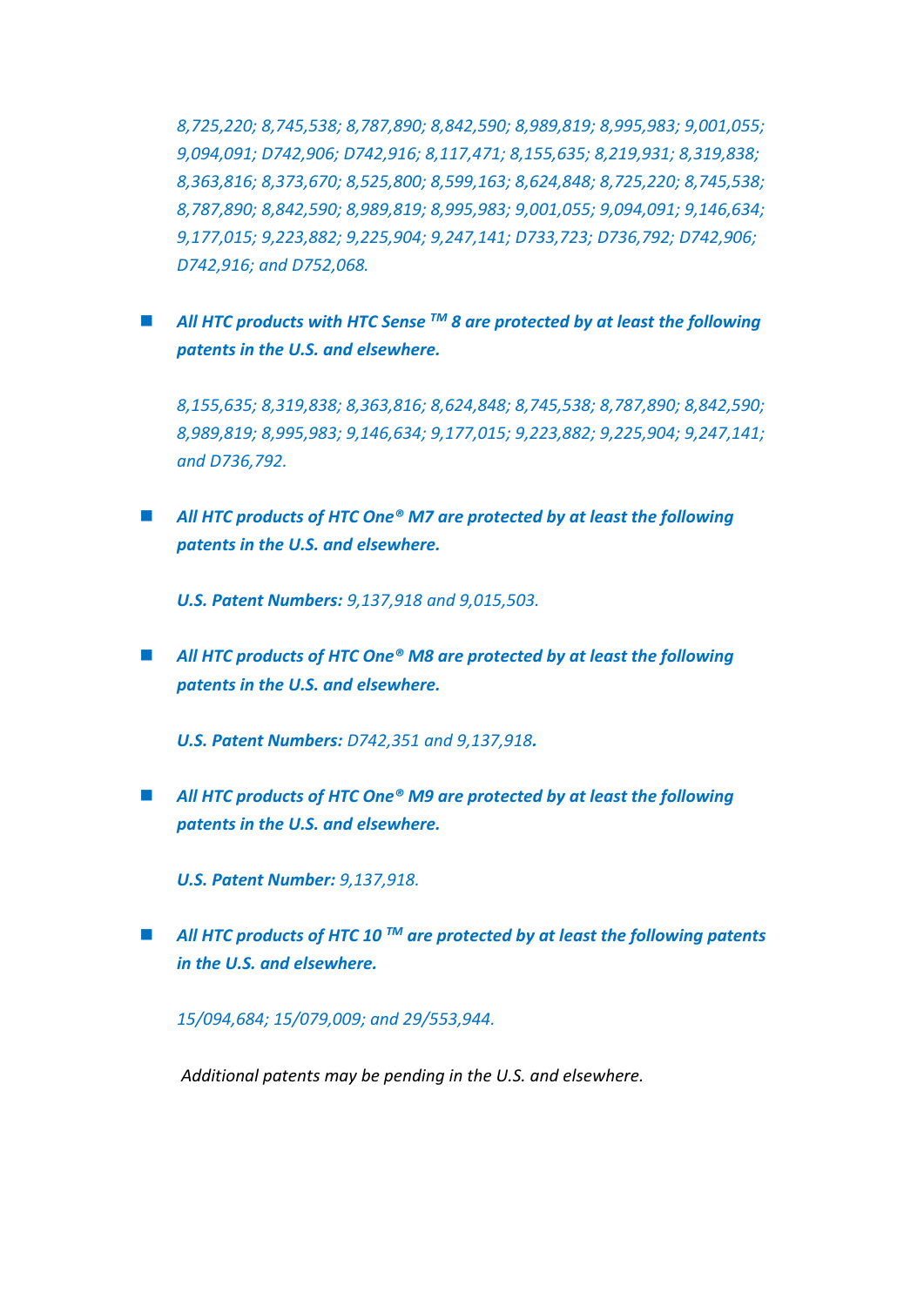*8,725,220; 8,745,538; 8,787,890; 8,842,590; 8,989,819; 8,995,983; 9,001,055; 9,094,091; D742,906; D742,916; 8,117,471; 8,155,635; 8,219,931; 8,319,838; 8,363,816; 8,373,670; 8,525,800; 8,599,163; 8,624,848; 8,725,220; 8,745,538; 8,787,890; 8,842,590; 8,989,819; 8,995,983; 9,001,055; 9,094,091; 9,146,634; 9,177,015; 9,223,882; 9,225,904; 9,247,141; D733,723; D736,792; D742,906; D742,916; and D752,068.*

- ***All HTC products with HTC Sense ™ 8 are protected by at least the following patents in the U.S. and elsewhere.***

  *8,155,635; 8,319,838; 8,363,816; 8,624,848; 8,745,538; 8,787,890; 8,842,590; 8,989,819; 8,995,983; 9,146,634; 9,177,015; 9,223,882; 9,225,904; 9,247,141; and D736,792.*

- ***All HTC products of HTC One® M7 are protected by at least the following patents in the U.S. and elsewhere.***

  ***U.S. Patent Numbers:*** *9,137,918 and 9,015,503.*

- ***All HTC products of HTC One® M8 are protected by at least the following patents in the U.S. and elsewhere.***

  ***U.S. Patent Numbers:*** *D742,351 and 9,137,918**.***

- ***All HTC products of HTC One® M9 are protected by at least the following patents in the U.S. and elsewhere.***

  ***U.S. Patent Number:*** *9,137,918.*

- ***All HTC products of HTC 10 ™ are protected by at least the following patents in the U.S. and elsewhere.***

  *15/094,684; 15/079,009; and 29/553,944.*

*Additional patents may be pending in the U.S. and elsewhere.*